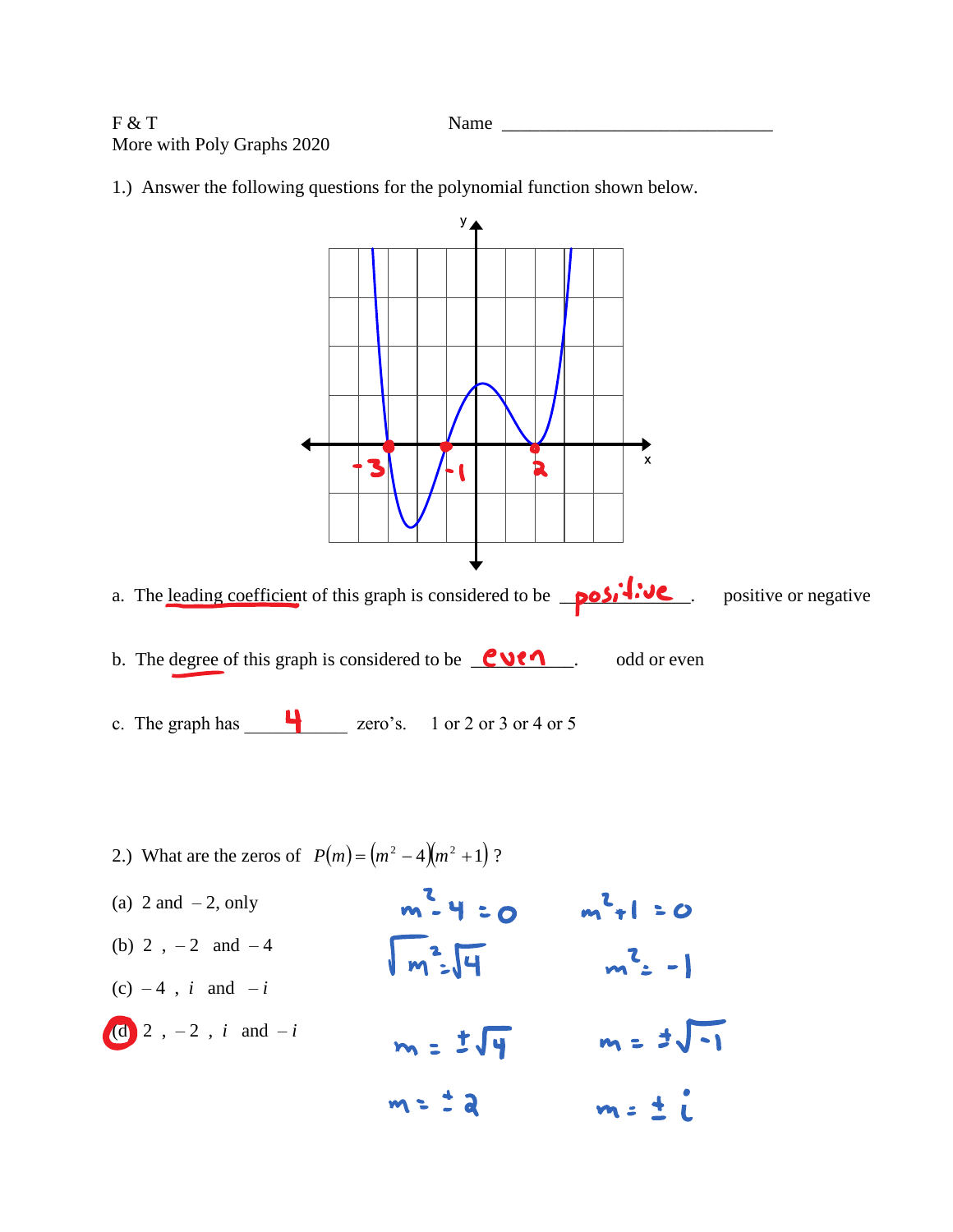F & T

More with Poly Graphs 2020

Name ______________________________

1.) Answer the following questions for the polynomial function shown below.

a. The leading coefficient of this graph is considered to be __positive__. positive or negative

b. The degree of this graph is considered to be __even__. odd or even

c. The graph has ___4___ zero's. 1 or 2 or 3 or 4 or 5

2.) What are the zeros of $P(m) = (m^2 - 4)(m^2 + 1)$ ?

(a) 2 and $-2$, only

(b) 2 , $-2$ and $-4$

(c) $-4$ , $i$ and $-i$

(d) 2 , $-2$ , $i$ and $-i$

$m^2 - 4 = 0$ $\qquad$ $m^2 + 1 = 0$

$\sqrt{m^2} = \sqrt{4}$ $\qquad$ $m^2 = -1$

$m = \pm\sqrt{4}$ $\qquad$ $m = \pm\sqrt{-1}$

$m = \pm 2$ $\qquad$ $m = \pm i$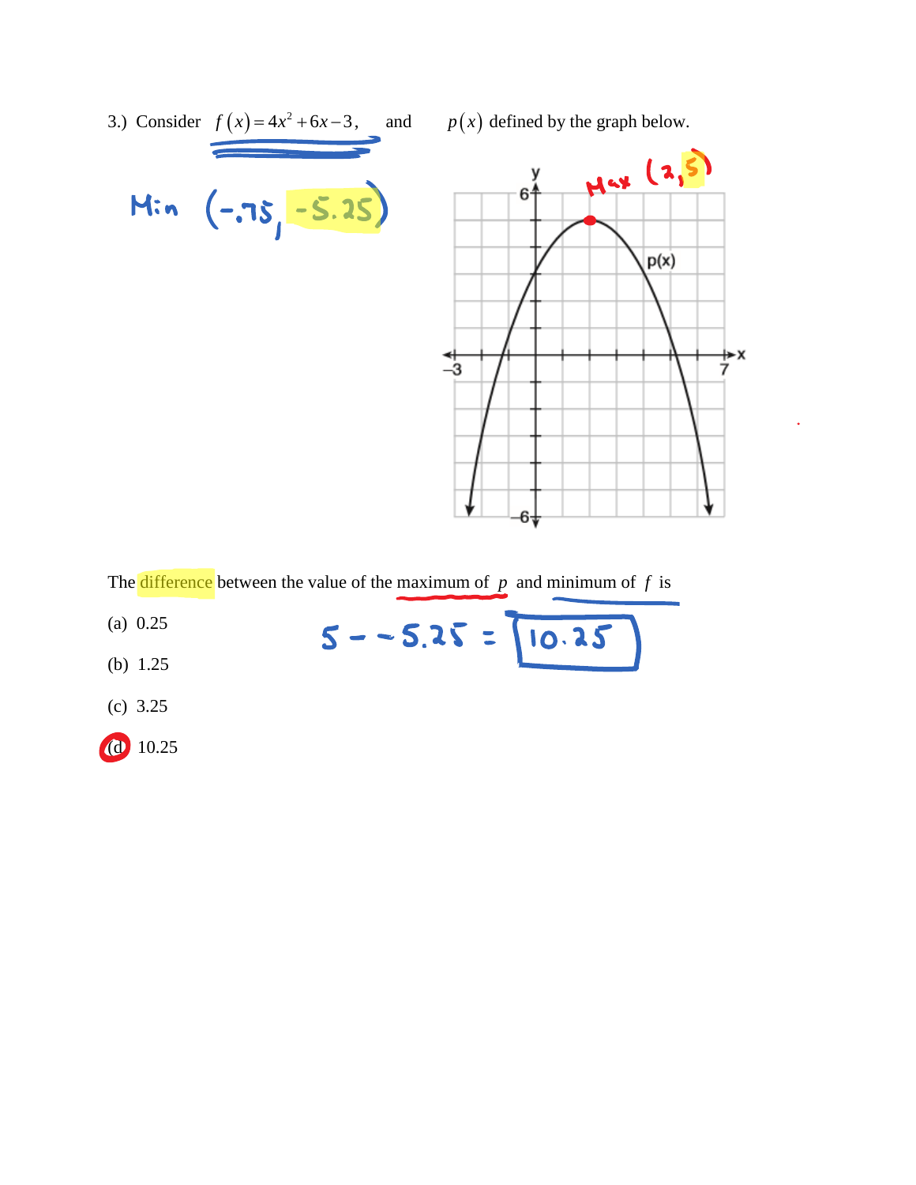3.) Consider $f(x) = 4x^2 + 6x - 3$, and $p(x)$ defined by the graph below.

Min $(-.75, -5.25)$

Max $(2, 5)$

The difference between the value of the maximum of $p$ and minimum of $f$ is

(a) 0.25

(b) 1.25

(c) 3.25

(d) 10.25

$5 - -5.25 = 10.25$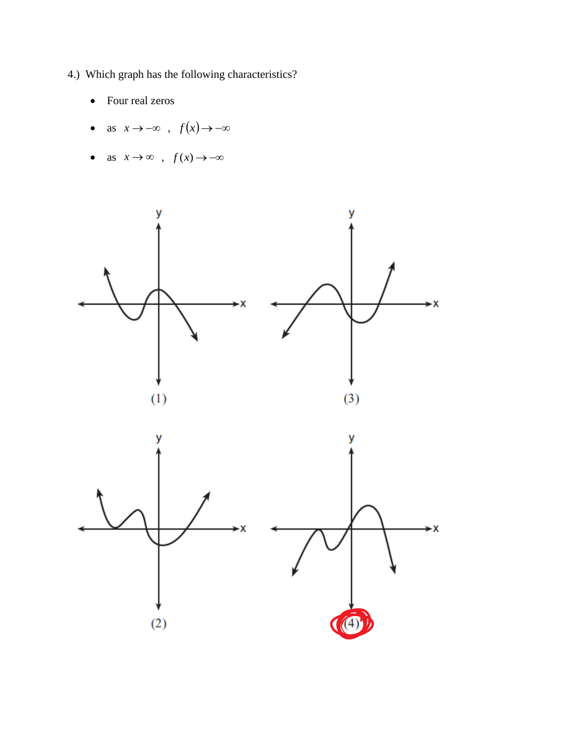4.) Which graph has the following characteristics?

- Four real zeros
- as $x \to -\infty$ , $f(x) \to -\infty$
- as $x \to \infty$ , $f(x) \to -\infty$

(1)

(3)

(2)

(4)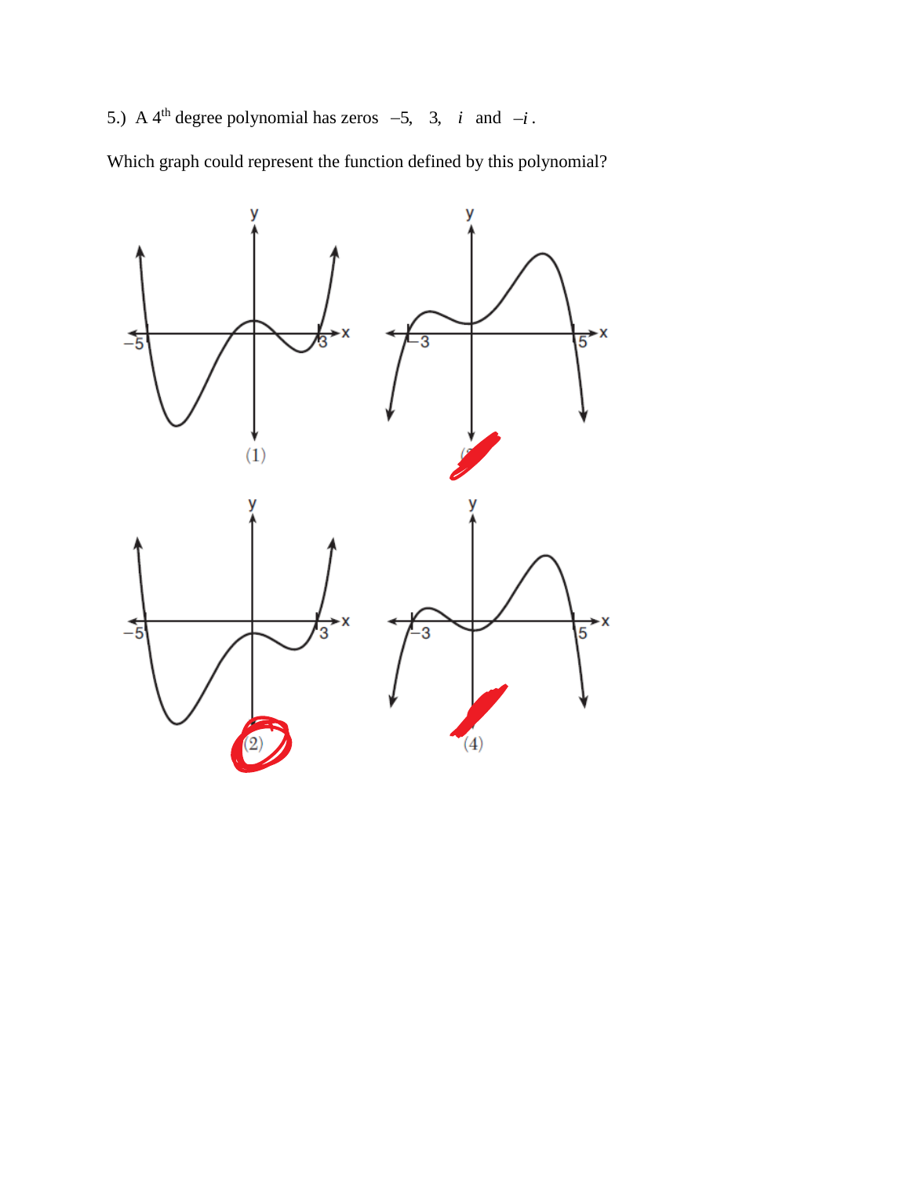5.) A 4[th] degree polynomial has zeros $-5$, $3$, $i$ and $-i$.

Which graph could represent the function defined by this polynomial?

y
x
−5
3
(1)

y
x
−3
5
(3)

y
x
−5
3
(2)

y
x
−3
5
(4)